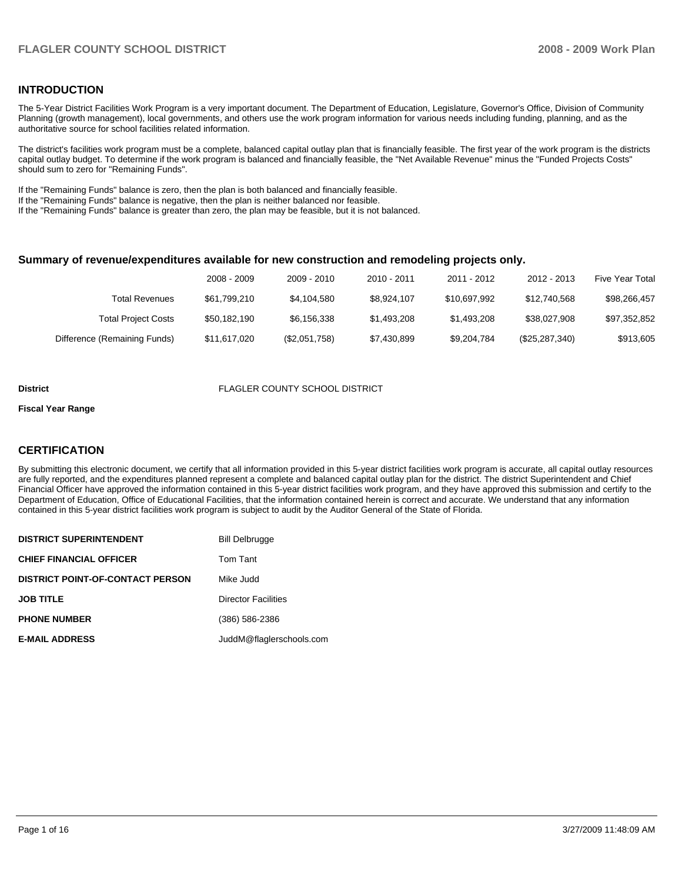## INTRODUCTION

The 5-Year District Facilities Work Program is a very important document. The Department of Education, Legislature, Governor's Office, Division of Community Planning (growth management), local governments, and others use the work program information for various needs including funding, planning, and as the authoritative source for school facilities related information.

The district's facilities work program must be a complete, balanced capital outlay plan that is financially feasible. The first year of the work program is the districts capital outlay budget. To determine if the work program is balanced and financially feasible, the "Net Available Revenue" minus the "Funded Projects Costs" should sum to zero for "Remaining Funds".

If the "Remaining Funds" balance is zero, then the plan is both balanced and financially feasible.
If the "Remaining Funds" balance is negative, then the plan is neither balanced nor feasible.
If the "Remaining Funds" balance is greater than zero, the plan may be feasible, but it is not balanced.

### Summary of revenue/expenditures available for new construction and remodeling projects only.

| | 2008 - 2009 | 2009 - 2010 | 2010 - 2011 | 2011 - 2012 | 2012 - 2013 | Five Year Total |
|---|---|---|---|---|---|---|
| Total Revenues | $61,799,210 | $4,104,580 | $8,924,107 | $10,697,992 | $12,740,568 | $98,266,457 |
| Total Project Costs | $50,182,190 | $6,156,338 | $1,493,208 | $1,493,208 | $38,027,908 | $97,352,852 |
| Difference (Remaining Funds) | $11,617,020 | ($2,051,758) | $7,430,899 | $9,204,784 | ($25,287,340) | $913,605 |

**District** FLAGLER COUNTY SCHOOL DISTRICT

**Fiscal Year Range**

## CERTIFICATION

By submitting this electronic document, we certify that all information provided in this 5-year district facilities work program is accurate, all capital outlay resources are fully reported, and the expenditures planned represent a complete and balanced capital outlay plan for the district. The district Superintendent and Chief Financial Officer have approved the information contained in this 5-year district facilities work program, and they have approved this submission and certify to the Department of Education, Office of Educational Facilities, that the information contained herein is correct and accurate. We understand that any information contained in this 5-year district facilities work program is subject to audit by the Auditor General of the State of Florida.

| | |
|---|---|
| **DISTRICT SUPERINTENDENT** | Bill Delbrugge |
| **CHIEF FINANCIAL OFFICER** | Tom Tant |
| **DISTRICT POINT-OF-CONTACT PERSON** | Mike Judd |
| **JOB TITLE** | Director Facilities |
| **PHONE NUMBER** | (386) 586-2386 |
| **E-MAIL ADDRESS** | JuddM@flaglerschools.com |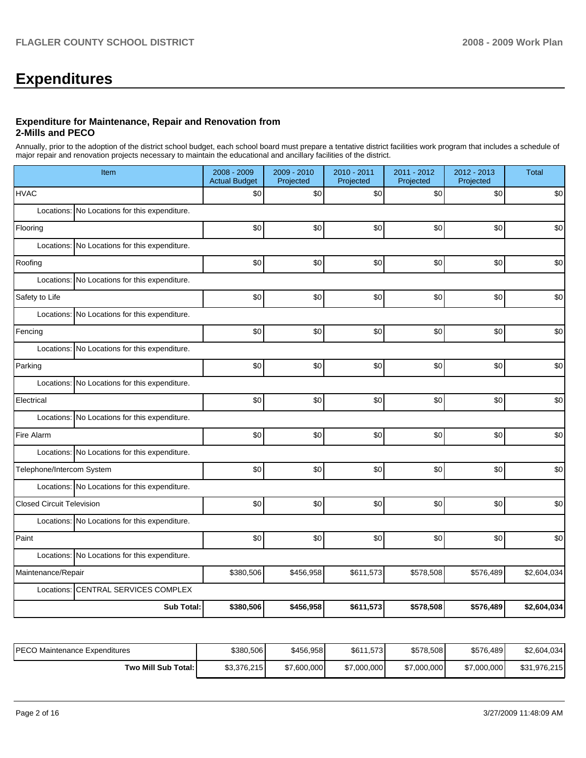# Expenditures

### Expenditure for Maintenance, Repair and Renovation from 2-Mills and PECO

Annually, prior to the adoption of the district school budget, each school board must prepare a tentative district facilities work program that includes a schedule of major repair and renovation projects necessary to maintain the educational and ancillary facilities of the district.

| Item | 2008 - 2009 Actual Budget | 2009 - 2010 Projected | 2010 - 2011 Projected | 2011 - 2012 Projected | 2012 - 2013 Projected | Total |
|---|---|---|---|---|---|---|
| HVAC | $0 | $0 | $0 | $0 | $0 | $0 |
| Locations: No Locations for this expenditure. | | | | | | |
| Flooring | $0 | $0 | $0 | $0 | $0 | $0 |
| Locations: No Locations for this expenditure. | | | | | | |
| Roofing | $0 | $0 | $0 | $0 | $0 | $0 |
| Locations: No Locations for this expenditure. | | | | | | |
| Safety to Life | $0 | $0 | $0 | $0 | $0 | $0 |
| Locations: No Locations for this expenditure. | | | | | | |
| Fencing | $0 | $0 | $0 | $0 | $0 | $0 |
| Locations: No Locations for this expenditure. | | | | | | |
| Parking | $0 | $0 | $0 | $0 | $0 | $0 |
| Locations: No Locations for this expenditure. | | | | | | |
| Electrical | $0 | $0 | $0 | $0 | $0 | $0 |
| Locations: No Locations for this expenditure. | | | | | | |
| Fire Alarm | $0 | $0 | $0 | $0 | $0 | $0 |
| Locations: No Locations for this expenditure. | | | | | | |
| Telephone/Intercom System | $0 | $0 | $0 | $0 | $0 | $0 |
| Locations: No Locations for this expenditure. | | | | | | |
| Closed Circuit Television | $0 | $0 | $0 | $0 | $0 | $0 |
| Locations: No Locations for this expenditure. | | | | | | |
| Paint | $0 | $0 | $0 | $0 | $0 | $0 |
| Locations: No Locations for this expenditure. | | | | | | |
| Maintenance/Repair | $380,506 | $456,958 | $611,573 | $578,508 | $576,489 | $2,604,034 |
| Locations: CENTRAL SERVICES COMPLEX | | | | | | |
| **Sub Total:** | **$380,506** | **$456,958** | **$611,573** | **$578,508** | **$576,489** | **$2,604,034** |

| | | | | | | |
|---|---|---|---|---|---|---|
| PECO Maintenance Expenditures | $380,506 | $456,958 | $611,573 | $578,508 | $576,489 | $2,604,034 |
| **Two Mill Sub Total:** | $3,376,215 | $7,600,000 | $7,000,000 | $7,000,000 | $7,000,000 | $31,976,215 |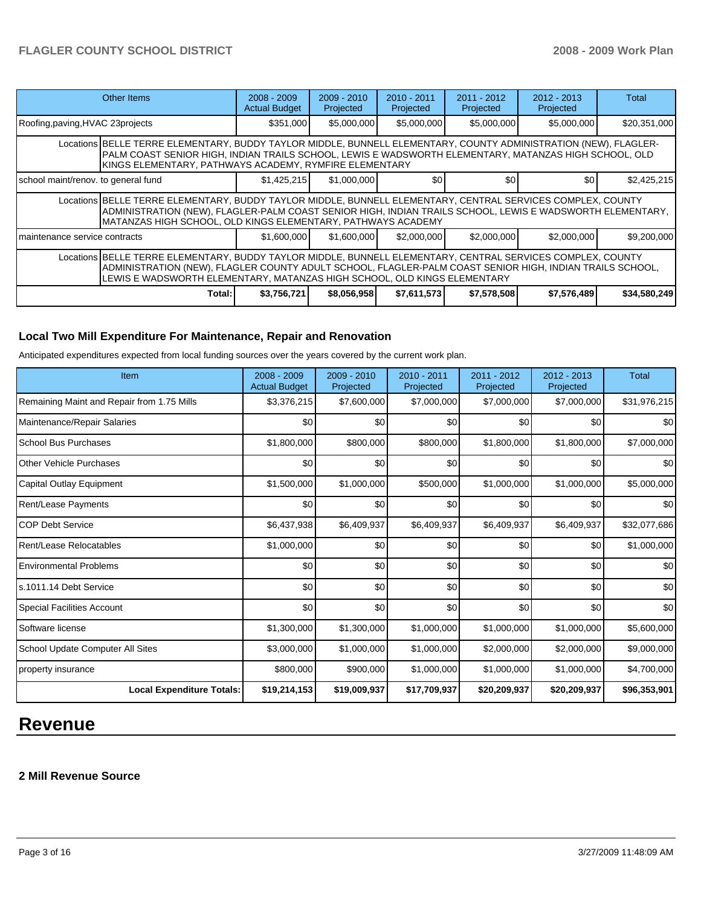| Other Items | 2008 - 2009 Actual Budget | 2009 - 2010 Projected | 2010 - 2011 Projected | 2011 - 2012 Projected | 2012 - 2013 Projected | Total |
|---|---|---|---|---|---|---|
| Roofing,paving,HVAC 23projects | $351,000 | $5,000,000 | $5,000,000 | $5,000,000 | $5,000,000 | $20,351,000 |
| Locations | BELLE TERRE ELEMENTARY, BUDDY TAYLOR MIDDLE, BUNNELL ELEMENTARY, COUNTY ADMINISTRATION (NEW), FLAGLER-PALM COAST SENIOR HIGH, INDIAN TRAILS SCHOOL, LEWIS E WADSWORTH ELEMENTARY, MATANZAS HIGH SCHOOL, OLD KINGS ELEMENTARY, PATHWAYS ACADEMY, RYMFIRE ELEMENTARY | | | | | |
| school maint/renov. to general fund | $1,425,215 | $1,000,000 | $0 | $0 | $0 | $2,425,215 |
| Locations | BELLE TERRE ELEMENTARY, BUDDY TAYLOR MIDDLE, BUNNELL ELEMENTARY, CENTRAL SERVICES COMPLEX, COUNTY ADMINISTRATION (NEW), FLAGLER-PALM COAST SENIOR HIGH, INDIAN TRAILS SCHOOL, LEWIS E WADSWORTH ELEMENTARY, MATANZAS HIGH SCHOOL, OLD KINGS ELEMENTARY, PATHWAYS ACADEMY | | | | | |
| maintenance service contracts | $1,600,000 | $1,600,000 | $2,000,000 | $2,000,000 | $2,000,000 | $9,200,000 |
| Locations | BELLE TERRE ELEMENTARY, BUDDY TAYLOR MIDDLE, BUNNELL ELEMENTARY, CENTRAL SERVICES COMPLEX, COUNTY ADMINISTRATION (NEW), FLAGLER COUNTY ADULT SCHOOL, FLAGLER-PALM COAST SENIOR HIGH, INDIAN TRAILS SCHOOL, LEWIS E WADSWORTH ELEMENTARY, MATANZAS HIGH SCHOOL, OLD KINGS ELEMENTARY | | | | | |
| **Total:** | **$3,756,721** | **$8,056,958** | **$7,611,573** | **$7,578,508** | **$7,576,489** | **$34,580,249** |

### Local Two Mill Expenditure For Maintenance, Repair and Renovation

Anticipated expenditures expected from local funding sources over the years covered by the current work plan.

| Item | 2008 - 2009 Actual Budget | 2009 - 2010 Projected | 2010 - 2011 Projected | 2011 - 2012 Projected | 2012 - 2013 Projected | Total |
|---|---|---|---|---|---|---|
| Remaining Maint and Repair from 1.75 Mills | $3,376,215 | $7,600,000 | $7,000,000 | $7,000,000 | $7,000,000 | $31,976,215 |
| Maintenance/Repair Salaries | $0 | $0 | $0 | $0 | $0 | $0 |
| School Bus Purchases | $1,800,000 | $800,000 | $800,000 | $1,800,000 | $1,800,000 | $7,000,000 |
| Other Vehicle Purchases | $0 | $0 | $0 | $0 | $0 | $0 |
| Capital Outlay Equipment | $1,500,000 | $1,000,000 | $500,000 | $1,000,000 | $1,000,000 | $5,000,000 |
| Rent/Lease Payments | $0 | $0 | $0 | $0 | $0 | $0 |
| COP Debt Service | $6,437,938 | $6,409,937 | $6,409,937 | $6,409,937 | $6,409,937 | $32,077,686 |
| Rent/Lease Relocatables | $1,000,000 | $0 | $0 | $0 | $0 | $1,000,000 |
| Environmental Problems | $0 | $0 | $0 | $0 | $0 | $0 |
| s.1011.14 Debt Service | $0 | $0 | $0 | $0 | $0 | $0 |
| Special Facilities Account | $0 | $0 | $0 | $0 | $0 | $0 |
| Software license | $1,300,000 | $1,300,000 | $1,000,000 | $1,000,000 | $1,000,000 | $5,600,000 |
| School Update Computer All Sites | $3,000,000 | $1,000,000 | $1,000,000 | $2,000,000 | $2,000,000 | $9,000,000 |
| property insurance | $800,000 | $900,000 | $1,000,000 | $1,000,000 | $1,000,000 | $4,700,000 |
| **Local Expenditure Totals:** | **$19,214,153** | **$19,009,937** | **$17,709,937** | **$20,209,937** | **$20,209,937** | **$96,353,901** |

# Revenue

### 2 Mill Revenue Source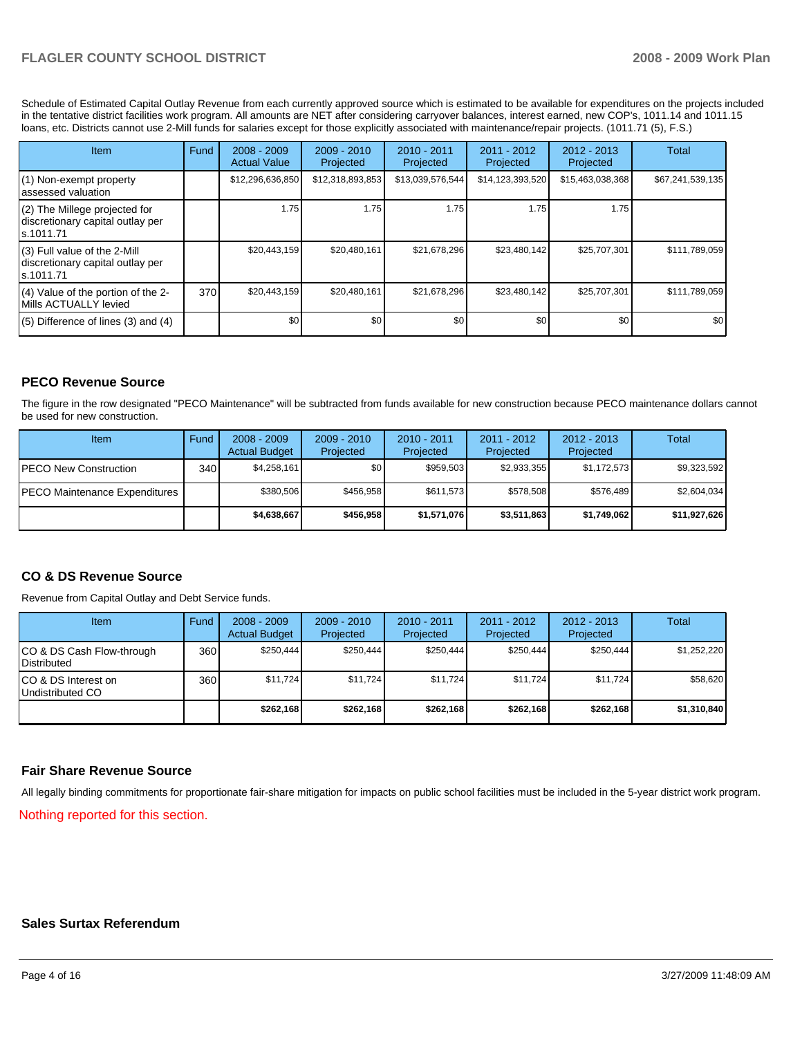Schedule of Estimated Capital Outlay Revenue from each currently approved source which is estimated to be available for expenditures on the projects included in the tentative district facilities work program. All amounts are NET after considering carryover balances, interest earned, new COP's, 1011.14 and 1011.15 loans, etc. Districts cannot use 2-Mill funds for salaries except for those explicitly associated with maintenance/repair projects. (1011.71 (5), F.S.)

| Item | Fund | 2008 - 2009 Actual Value | 2009 - 2010 Projected | 2010 - 2011 Projected | 2011 - 2012 Projected | 2012 - 2013 Projected | Total |
|---|---|---|---|---|---|---|---|
| (1) Non-exempt property assessed valuation | | $12,296,636,850 | $12,318,893,853 | $13,039,576,544 | $14,123,393,520 | $15,463,038,368 | $67,241,539,135 |
| (2) The Millege projected for discretionary capital outlay per s.1011.71 | | 1.75 | 1.75 | 1.75 | 1.75 | 1.75 | |
| (3) Full value of the 2-Mill discretionary capital outlay per s.1011.71 | | $20,443,159 | $20,480,161 | $21,678,296 | $23,480,142 | $25,707,301 | $111,789,059 |
| (4) Value of the portion of the 2-Mills ACTUALLY levied | 370 | $20,443,159 | $20,480,161 | $21,678,296 | $23,480,142 | $25,707,301 | $111,789,059 |
| (5) Difference of lines (3) and (4) | | $0 | $0 | $0 | $0 | $0 | $0 |

## PECO Revenue Source

The figure in the row designated "PECO Maintenance" will be subtracted from funds available for new construction because PECO maintenance dollars cannot be used for new construction.

| Item | Fund | 2008 - 2009 Actual Budget | 2009 - 2010 Projected | 2010 - 2011 Projected | 2011 - 2012 Projected | 2012 - 2013 Projected | Total |
|---|---|---|---|---|---|---|---|
| PECO New Construction | 340 | $4,258,161 | $0 | $959,503 | $2,933,355 | $1,172,573 | $9,323,592 |
| PECO Maintenance Expenditures | | $380,506 | $456,958 | $611,573 | $578,508 | $576,489 | $2,604,034 |
| | | **$4,638,667** | **$456,958** | **$1,571,076** | **$3,511,863** | **$1,749,062** | **$11,927,626** |

## CO & DS Revenue Source

Revenue from Capital Outlay and Debt Service funds.

| Item | Fund | 2008 - 2009 Actual Budget | 2009 - 2010 Projected | 2010 - 2011 Projected | 2011 - 2012 Projected | 2012 - 2013 Projected | Total |
|---|---|---|---|---|---|---|---|
| CO & DS Cash Flow-through Distributed | 360 | $250,444 | $250,444 | $250,444 | $250,444 | $250,444 | $1,252,220 |
| CO & DS Interest on Undistributed CO | 360 | $11,724 | $11,724 | $11,724 | $11,724 | $11,724 | $58,620 |
| | | **$262,168** | **$262,168** | **$262,168** | **$262,168** | **$262,168** | **$1,310,840** |

## Fair Share Revenue Source

All legally binding commitments for proportionate fair-share mitigation for impacts on public school facilities must be included in the 5-year district work program.

Nothing reported for this section.

## Sales Surtax Referendum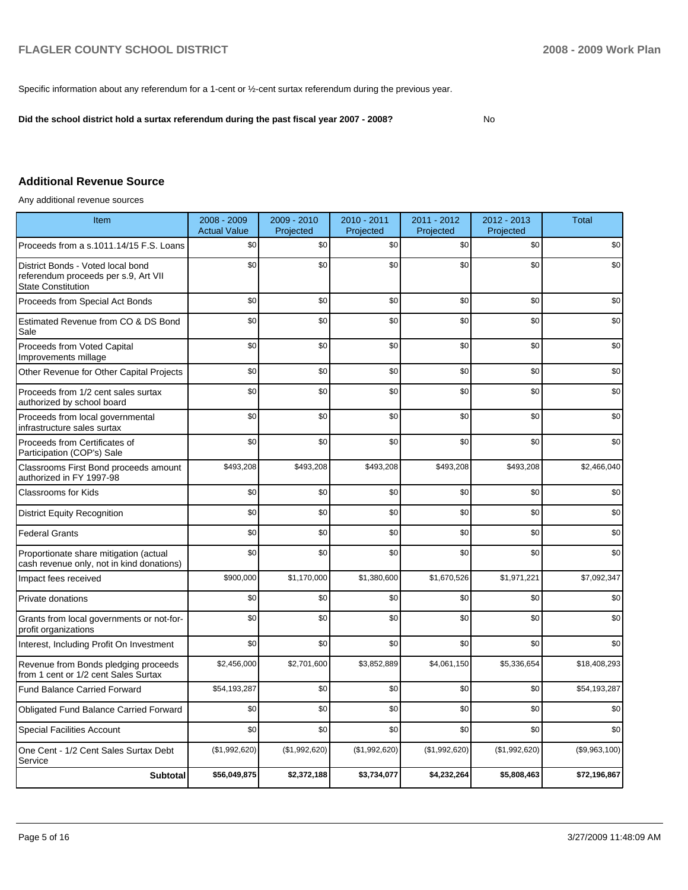Specific information about any referendum for a 1-cent or ½-cent surtax referendum during the previous year.

**Did the school district hold a surtax referendum during the past fiscal year 2007 - 2008?** No

## Additional Revenue Source

Any additional revenue sources

| Item | 2008 - 2009 Actual Value | 2009 - 2010 Projected | 2010 - 2011 Projected | 2011 - 2012 Projected | 2012 - 2013 Projected | Total |
|---|---|---|---|---|---|---|
| Proceeds from a s.1011.14/15 F.S. Loans | $0 | $0 | $0 | $0 | $0 | $0 |
| District Bonds - Voted local bond referendum proceeds per s.9, Art VII State Constitution | $0 | $0 | $0 | $0 | $0 | $0 |
| Proceeds from Special Act Bonds | $0 | $0 | $0 | $0 | $0 | $0 |
| Estimated Revenue from CO & DS Bond Sale | $0 | $0 | $0 | $0 | $0 | $0 |
| Proceeds from Voted Capital Improvements millage | $0 | $0 | $0 | $0 | $0 | $0 |
| Other Revenue for Other Capital Projects | $0 | $0 | $0 | $0 | $0 | $0 |
| Proceeds from 1/2 cent sales surtax authorized by school board | $0 | $0 | $0 | $0 | $0 | $0 |
| Proceeds from local governmental infrastructure sales surtax | $0 | $0 | $0 | $0 | $0 | $0 |
| Proceeds from Certificates of Participation (COP's) Sale | $0 | $0 | $0 | $0 | $0 | $0 |
| Classrooms First Bond proceeds amount authorized in FY 1997-98 | $493,208 | $493,208 | $493,208 | $493,208 | $493,208 | $2,466,040 |
| Classrooms for Kids | $0 | $0 | $0 | $0 | $0 | $0 |
| District Equity Recognition | $0 | $0 | $0 | $0 | $0 | $0 |
| Federal Grants | $0 | $0 | $0 | $0 | $0 | $0 |
| Proportionate share mitigation (actual cash revenue only, not in kind donations) | $0 | $0 | $0 | $0 | $0 | $0 |
| Impact fees received | $900,000 | $1,170,000 | $1,380,600 | $1,670,526 | $1,971,221 | $7,092,347 |
| Private donations | $0 | $0 | $0 | $0 | $0 | $0 |
| Grants from local governments or not-for-profit organizations | $0 | $0 | $0 | $0 | $0 | $0 |
| Interest, Including Profit On Investment | $0 | $0 | $0 | $0 | $0 | $0 |
| Revenue from Bonds pledging proceeds from 1 cent or 1/2 cent Sales Surtax | $2,456,000 | $2,701,600 | $3,852,889 | $4,061,150 | $5,336,654 | $18,408,293 |
| Fund Balance Carried Forward | $54,193,287 | $0 | $0 | $0 | $0 | $54,193,287 |
| Obligated Fund Balance Carried Forward | $0 | $0 | $0 | $0 | $0 | $0 |
| Special Facilities Account | $0 | $0 | $0 | $0 | $0 | $0 |
| One Cent - 1/2 Cent Sales Surtax Debt Service | ($1,992,620) | ($1,992,620) | ($1,992,620) | ($1,992,620) | ($1,992,620) | ($9,963,100) |
| **Subtotal** | **$56,049,875** | **$2,372,188** | **$3,734,077** | **$4,232,264** | **$5,808,463** | **$72,196,867** |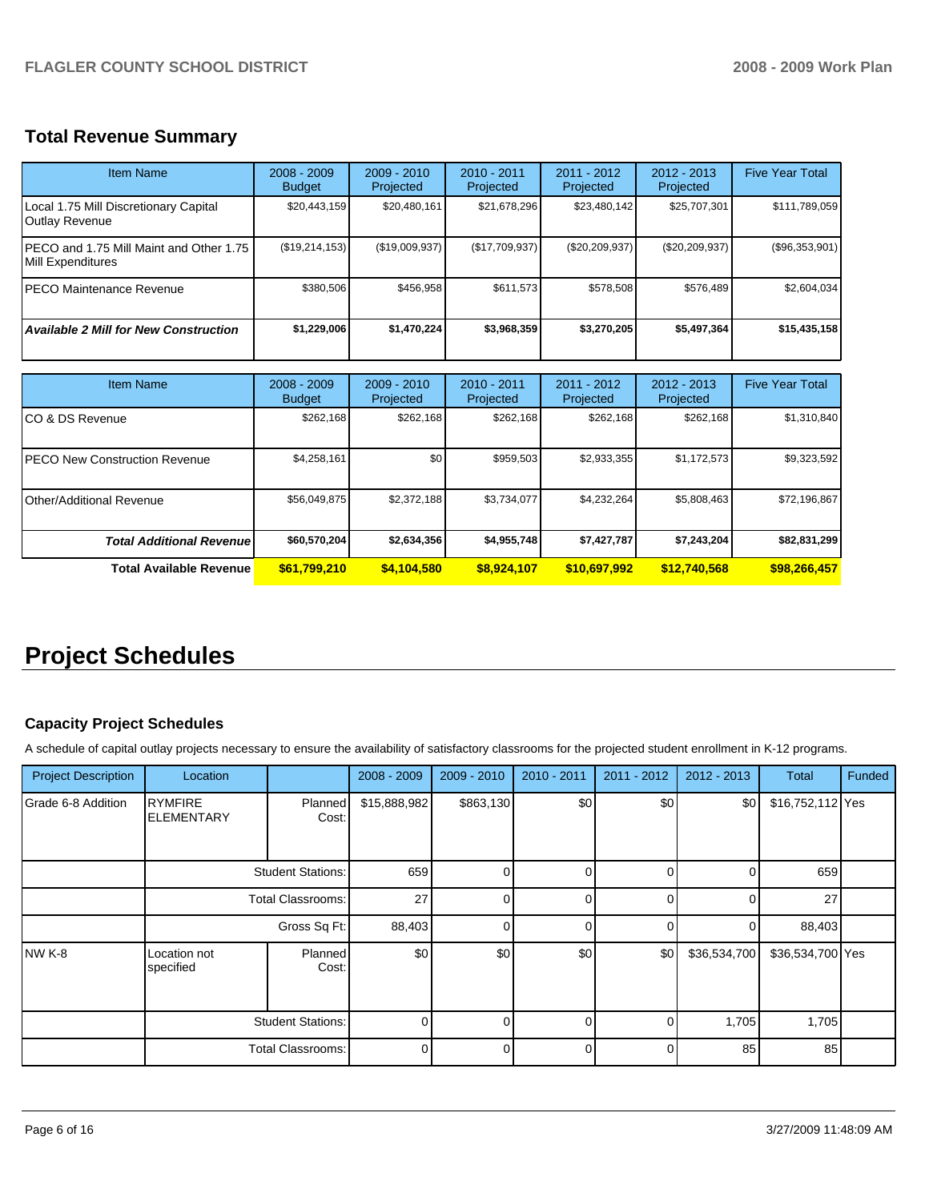## Total Revenue Summary

| Item Name | 2008 - 2009 Budget | 2009 - 2010 Projected | 2010 - 2011 Projected | 2011 - 2012 Projected | 2012 - 2013 Projected | Five Year Total |
|---|---|---|---|---|---|---|
| Local 1.75 Mill Discretionary Capital Outlay Revenue | $20,443,159 | $20,480,161 | $21,678,296 | $23,480,142 | $25,707,301 | $111,789,059 |
| PECO and 1.75 Mill Maint and Other 1.75 Mill Expenditures | ($19,214,153) | ($19,009,937) | ($17,709,937) | ($20,209,937) | ($20,209,937) | ($96,353,901) |
| PECO Maintenance Revenue | $380,506 | $456,958 | $611,573 | $578,508 | $576,489 | $2,604,034 |
| ***Available 2 Mill for New Construction*** | **$1,229,006** | **$1,470,224** | **$3,968,359** | **$3,270,205** | **$5,497,364** | **$15,435,158** |

| Item Name | 2008 - 2009 Budget | 2009 - 2010 Projected | 2010 - 2011 Projected | 2011 - 2012 Projected | 2012 - 2013 Projected | Five Year Total |
|---|---|---|---|---|---|---|
| CO & DS Revenue | $262,168 | $262,168 | $262,168 | $262,168 | $262,168 | $1,310,840 |
| PECO New Construction Revenue | $4,258,161 | $0 | $959,503 | $2,933,355 | $1,172,573 | $9,323,592 |
| Other/Additional Revenue | $56,049,875 | $2,372,188 | $3,734,077 | $4,232,264 | $5,808,463 | $72,196,867 |
| ***Total Additional Revenue*** | **$60,570,204** | **$2,634,356** | **$4,955,748** | **$7,427,787** | **$7,243,204** | **$82,831,299** |
| **Total Available Revenue** | **$61,799,210** | **$4,104,580** | **$8,924,107** | **$10,697,992** | **$12,740,568** | **$98,266,457** |

# Project Schedules

### Capacity Project Schedules

A schedule of capital outlay projects necessary to ensure the availability of satisfactory classrooms for the projected student enrollment in K-12 programs.

| Project Description | Location | | 2008 - 2009 | 2009 - 2010 | 2010 - 2011 | 2011 - 2012 | 2012 - 2013 | Total | Funded |
|---|---|---|---|---|---|---|---|---|---|
| Grade 6-8 Addition | RYMFIRE ELEMENTARY | Planned Cost: | $15,888,982 | $863,130 | $0 | $0 | $0 | $16,752,112 | Yes |
| | | Student Stations: | 659 | 0 | 0 | 0 | 0 | 659 | |
| | | Total Classrooms: | 27 | 0 | 0 | 0 | 0 | 27 | |
| | | Gross Sq Ft: | 88,403 | 0 | 0 | 0 | 0 | 88,403 | |
| NW K-8 | Location not specified | Planned Cost: | $0 | $0 | $0 | $0 | $36,534,700 | $36,534,700 | Yes |
| | | Student Stations: | 0 | 0 | 0 | 0 | 1,705 | 1,705 | |
| | | Total Classrooms: | 0 | 0 | 0 | 0 | 85 | 85 | |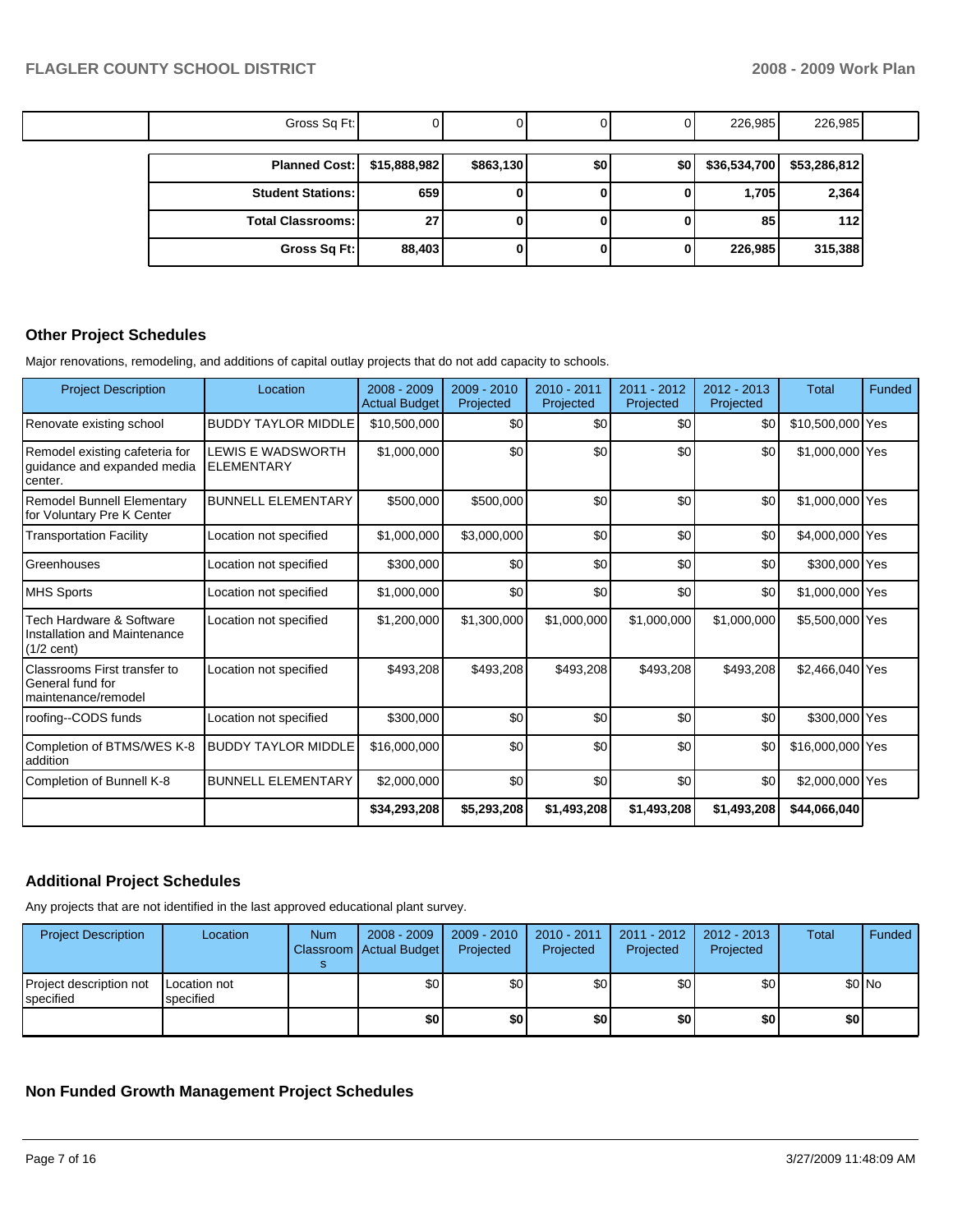| | Gross Sq Ft: | 0 | 0 | 0 | 0 | 226,985 | 226,985 | |
|---|---|---|---|---|---|---|---|---|

| Planned Cost: | $15,888,982 | $863,130 | $0 | $0 | $36,534,700 | $53,286,812 |
|---|---|---|---|---|---|---|
| Student Stations: | 659 | 0 | 0 | 0 | 1,705 | 2,364 |
| Total Classrooms: | 27 | 0 | 0 | 0 | 85 | 112 |
| Gross Sq Ft: | 88,403 | 0 | 0 | 0 | 226,985 | 315,388 |

## Other Project Schedules

Major renovations, remodeling, and additions of capital outlay projects that do not add capacity to schools.

| Project Description | Location | 2008 - 2009 Actual Budget | 2009 - 2010 Projected | 2010 - 2011 Projected | 2011 - 2012 Projected | 2012 - 2013 Projected | Total | Funded |
|---|---|---|---|---|---|---|---|---|
| Renovate existing school | BUDDY TAYLOR MIDDLE | $10,500,000 | $0 | $0 | $0 | $0 | $10,500,000 | Yes |
| Remodel existing cafeteria for guidance and expanded media center. | LEWIS E WADSWORTH ELEMENTARY | $1,000,000 | $0 | $0 | $0 | $0 | $1,000,000 | Yes |
| Remodel Bunnell Elementary for Voluntary Pre K Center | BUNNELL ELEMENTARY | $500,000 | $500,000 | $0 | $0 | $0 | $1,000,000 | Yes |
| Transportation Facility | Location not specified | $1,000,000 | $3,000,000 | $0 | $0 | $0 | $4,000,000 | Yes |
| Greenhouses | Location not specified | $300,000 | $0 | $0 | $0 | $0 | $300,000 | Yes |
| MHS Sports | Location not specified | $1,000,000 | $0 | $0 | $0 | $0 | $1,000,000 | Yes |
| Tech Hardware & Software Installation and Maintenance (1/2 cent) | Location not specified | $1,200,000 | $1,300,000 | $1,000,000 | $1,000,000 | $1,000,000 | $5,500,000 | Yes |
| Classrooms First transfer to General fund for maintenance/remodel | Location not specified | $493,208 | $493,208 | $493,208 | $493,208 | $493,208 | $2,466,040 | Yes |
| roofing--CODS funds | Location not specified | $300,000 | $0 | $0 | $0 | $0 | $300,000 | Yes |
| Completion of BTMS/WES K-8 addition | BUDDY TAYLOR MIDDLE | $16,000,000 | $0 | $0 | $0 | $0 | $16,000,000 | Yes |
| Completion of Bunnell K-8 | BUNNELL ELEMENTARY | $2,000,000 | $0 | $0 | $0 | $0 | $2,000,000 | Yes |
| | | $34,293,208 | $5,293,208 | $1,493,208 | $1,493,208 | $1,493,208 | $44,066,040 | |

## Additional Project Schedules

Any projects that are not identified in the last approved educational plant survey.

| Project Description | Location | Num Classrooms | 2008 - 2009 Actual Budget | 2009 - 2010 Projected | 2010 - 2011 Projected | 2011 - 2012 Projected | 2012 - 2013 Projected | Total | Funded |
|---|---|---|---|---|---|---|---|---|---|
| Project description not specified | Location not specified | | $0 | $0 | $0 | $0 | $0 | $0 | No |
| | | | $0 | $0 | $0 | $0 | $0 | $0 | |

## Non Funded Growth Management Project Schedules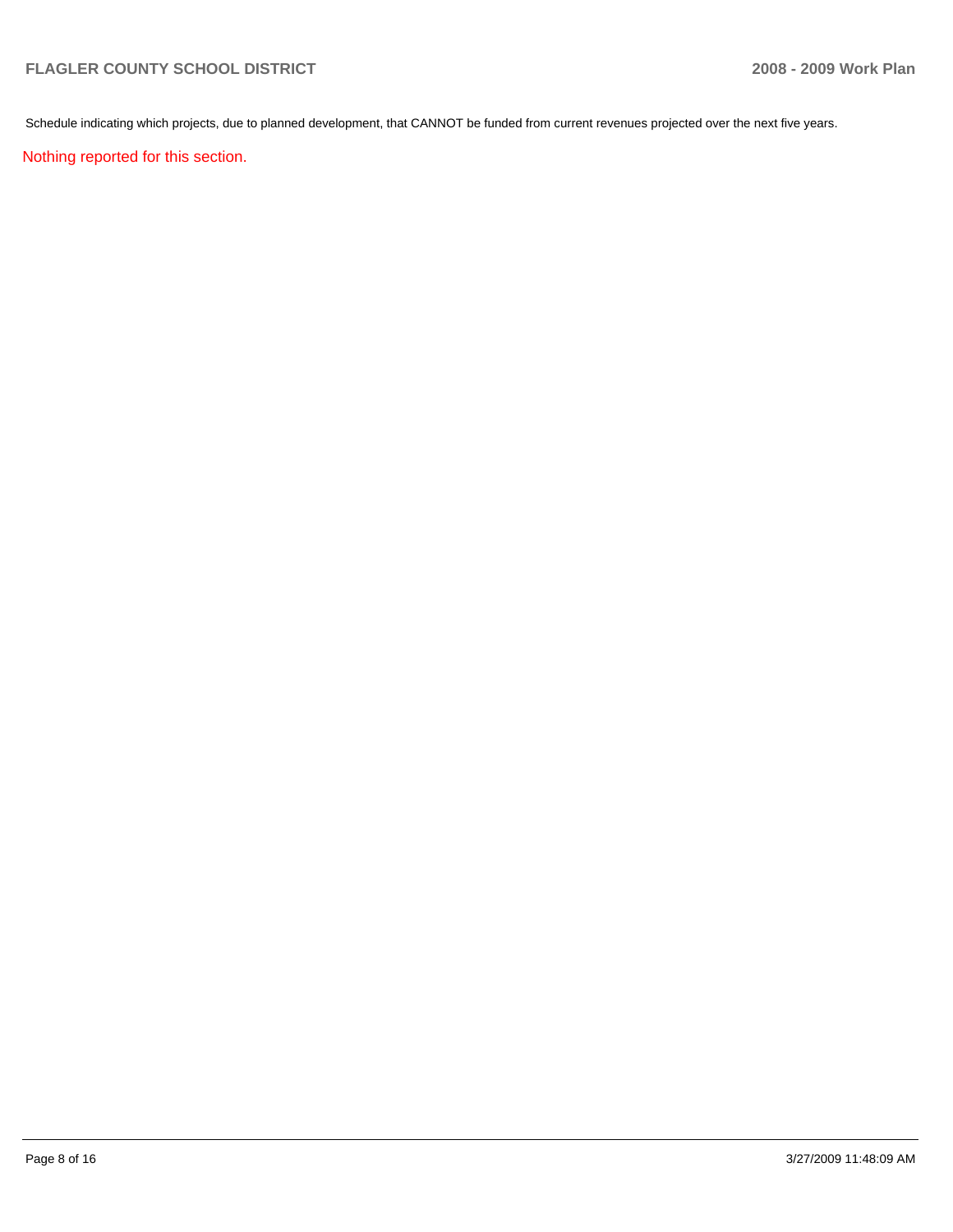Schedule indicating which projects, due to planned development, that CANNOT be funded from current revenues projected over the next five years.

Nothing reported for this section.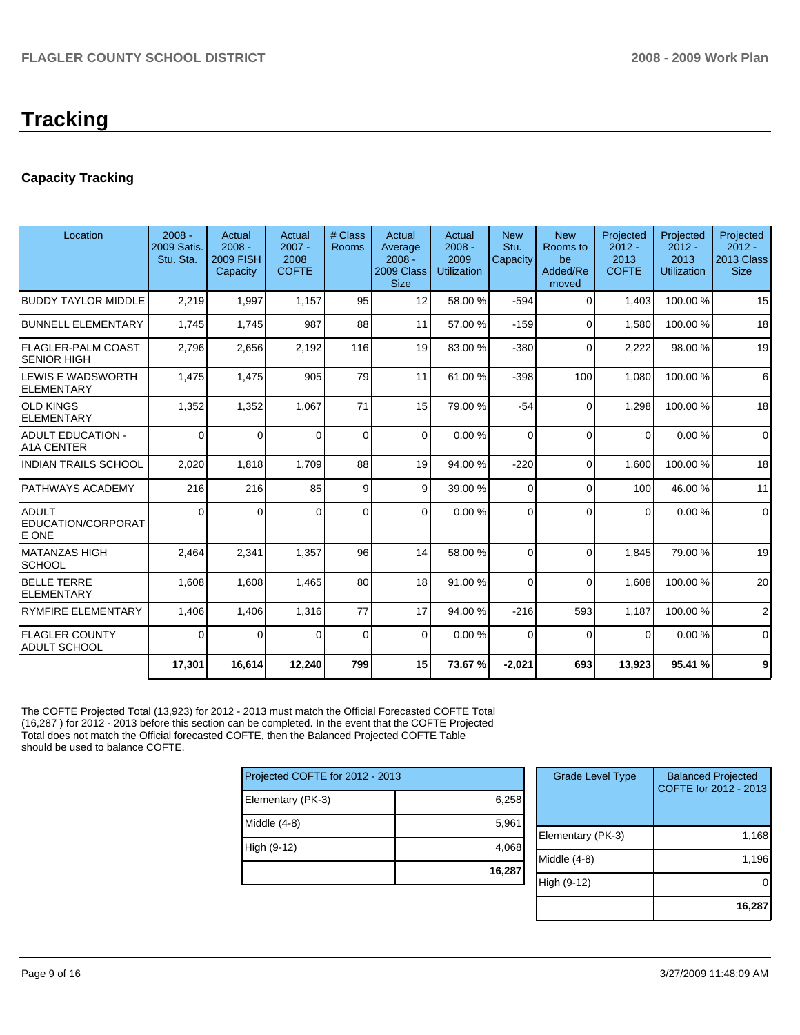# Tracking

### Capacity Tracking

| Location | 2008 - 2009 Satis. Stu. Sta. | Actual 2008 - 2009 FISH Capacity | Actual 2007 - 2008 COFTE | # Class Rooms | Actual Average 2008 - 2009 Class Size | Actual 2008 - 2009 Utilization | New Stu. Capacity | New Rooms to be Added/Removed | Projected 2012 - 2013 COFTE | Projected 2012 - 2013 Utilization | Projected 2012 - 2013 Class Size |
|---|---|---|---|---|---|---|---|---|---|---|---|
| BUDDY TAYLOR MIDDLE | 2,219 | 1,997 | 1,157 | 95 | 12 | 58.00 % | -594 | 0 | 1,403 | 100.00 % | 15 |
| BUNNELL ELEMENTARY | 1,745 | 1,745 | 987 | 88 | 11 | 57.00 % | -159 | 0 | 1,580 | 100.00 % | 18 |
| FLAGLER-PALM COAST SENIOR HIGH | 2,796 | 2,656 | 2,192 | 116 | 19 | 83.00 % | -380 | 0 | 2,222 | 98.00 % | 19 |
| LEWIS E WADSWORTH ELEMENTARY | 1,475 | 1,475 | 905 | 79 | 11 | 61.00 % | -398 | 100 | 1,080 | 100.00 % | 6 |
| OLD KINGS ELEMENTARY | 1,352 | 1,352 | 1,067 | 71 | 15 | 79.00 % | -54 | 0 | 1,298 | 100.00 % | 18 |
| ADULT EDUCATION - A1A CENTER | 0 | 0 | 0 | 0 | 0 | 0.00 % | 0 | 0 | 0 | 0.00 % | 0 |
| INDIAN TRAILS SCHOOL | 2,020 | 1,818 | 1,709 | 88 | 19 | 94.00 % | -220 | 0 | 1,600 | 100.00 % | 18 |
| PATHWAYS ACADEMY | 216 | 216 | 85 | 9 | 9 | 39.00 % | 0 | 0 | 100 | 46.00 % | 11 |
| ADULT EDUCATION/CORPORATE ONE | 0 | 0 | 0 | 0 | 0 | 0.00 % | 0 | 0 | 0 | 0.00 % | 0 |
| MATANZAS HIGH SCHOOL | 2,464 | 2,341 | 1,357 | 96 | 14 | 58.00 % | 0 | 0 | 1,845 | 79.00 % | 19 |
| BELLE TERRE ELEMENTARY | 1,608 | 1,608 | 1,465 | 80 | 18 | 91.00 % | 0 | 0 | 1,608 | 100.00 % | 20 |
| RYMFIRE ELEMENTARY | 1,406 | 1,406 | 1,316 | 77 | 17 | 94.00 % | -216 | 593 | 1,187 | 100.00 % | 2 |
| FLAGLER COUNTY ADULT SCHOOL | 0 | 0 | 0 | 0 | 0 | 0.00 % | 0 | 0 | 0 | 0.00 % | 0 |
| | **17,301** | **16,614** | **12,240** | **799** | **15** | **73.67 %** | **-2,021** | **693** | **13,923** | **95.41 %** | **9** |

The COFTE Projected Total (13,923) for 2012 - 2013 must match the Official Forecasted COFTE Total (16,287 ) for 2012 - 2013 before this section can be completed. In the event that the COFTE Projected Total does not match the Official forecasted COFTE, then the Balanced Projected COFTE Table should be used to balance COFTE.

| Projected COFTE for 2012 - 2013 | |
|---|---|
| Elementary (PK-3) | 6,258 |
| Middle (4-8) | 5,961 |
| High (9-12) | 4,068 |
| | **16,287** |

| Grade Level Type | Balanced Projected COFTE for 2012 - 2013 |
|---|---|
| Elementary (PK-3) | 1,168 |
| Middle (4-8) | 1,196 |
| High (9-12) | 0 |
| | **16,287** |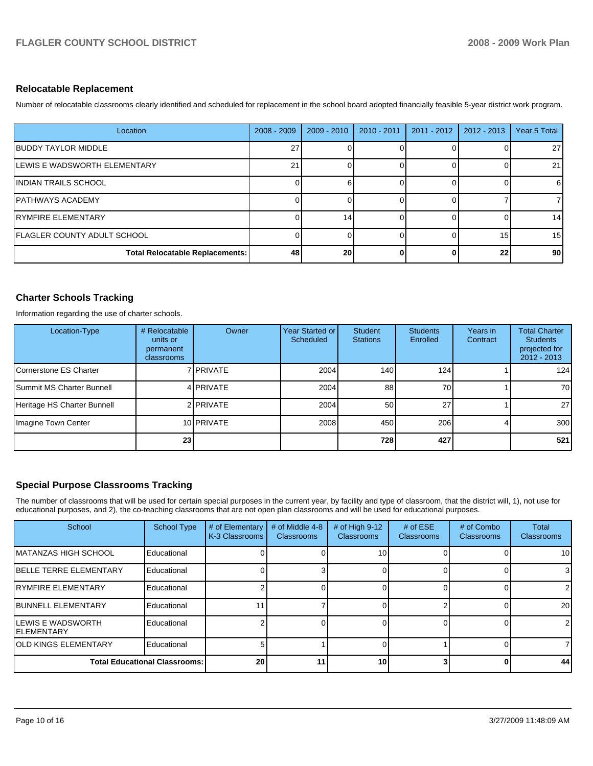## Relocatable Replacement

Number of relocatable classrooms clearly identified and scheduled for replacement in the school board adopted financially feasible 5-year district work program.

| Location | 2008 - 2009 | 2009 - 2010 | 2010 - 2011 | 2011 - 2012 | 2012 - 2013 | Year 5 Total |
|---|---|---|---|---|---|---|
| BUDDY TAYLOR MIDDLE | 27 | 0 | 0 | 0 | 0 | 27 |
| LEWIS E WADSWORTH ELEMENTARY | 21 | 0 | 0 | 0 | 0 | 21 |
| INDIAN TRAILS SCHOOL | 0 | 6 | 0 | 0 | 0 | 6 |
| PATHWAYS ACADEMY | 0 | 0 | 0 | 0 | 7 | 7 |
| RYMFIRE ELEMENTARY | 0 | 14 | 0 | 0 | 0 | 14 |
| FLAGLER COUNTY ADULT SCHOOL | 0 | 0 | 0 | 0 | 15 | 15 |
| **Total Relocatable Replacements:** | **48** | **20** | **0** | **0** | **22** | **90** |

## Charter Schools Tracking

Information regarding the use of charter schools.

| Location-Type | # Relocatable units or permanent classrooms | Owner | Year Started or Scheduled | Student Stations | Students Enrolled | Years in Contract | Total Charter Students projected for 2012 - 2013 |
|---|---|---|---|---|---|---|---|
| Cornerstone ES Charter | 7 | PRIVATE | 2004 | 140 | 124 | 1 | 124 |
| Summit MS Charter Bunnell | 4 | PRIVATE | 2004 | 88 | 70 | 1 | 70 |
| Heritage HS Charter Bunnell | 2 | PRIVATE | 2004 | 50 | 27 | 1 | 27 |
| Imagine Town Center | 10 | PRIVATE | 2008 | 450 | 206 | 4 | 300 |
| | **23** | | | **728** | **427** | | **521** |

## Special Purpose Classrooms Tracking

The number of classrooms that will be used for certain special purposes in the current year, by facility and type of classroom, that the district will, 1), not use for educational purposes, and 2), the co-teaching classrooms that are not open plan classrooms and will be used for educational purposes.

| School | School Type | # of Elementary K-3 Classrooms | # of Middle 4-8 Classrooms | # of High 9-12 Classrooms | # of ESE Classrooms | # of Combo Classrooms | Total Classrooms |
|---|---|---|---|---|---|---|---|
| MATANZAS HIGH SCHOOL | Educational | 0 | 0 | 10 | 0 | 0 | 10 |
| BELLE TERRE ELEMENTARY | Educational | 0 | 3 | 0 | 0 | 0 | 3 |
| RYMFIRE ELEMENTARY | Educational | 2 | 0 | 0 | 0 | 0 | 2 |
| BUNNELL ELEMENTARY | Educational | 11 | 7 | 0 | 2 | 0 | 20 |
| LEWIS E WADSWORTH ELEMENTARY | Educational | 2 | 0 | 0 | 0 | 0 | 2 |
| OLD KINGS ELEMENTARY | Educational | 5 | 1 | 0 | 1 | 0 | 7 |
| **Total Educational Classrooms:** | | **20** | **11** | **10** | **3** | **0** | **44** |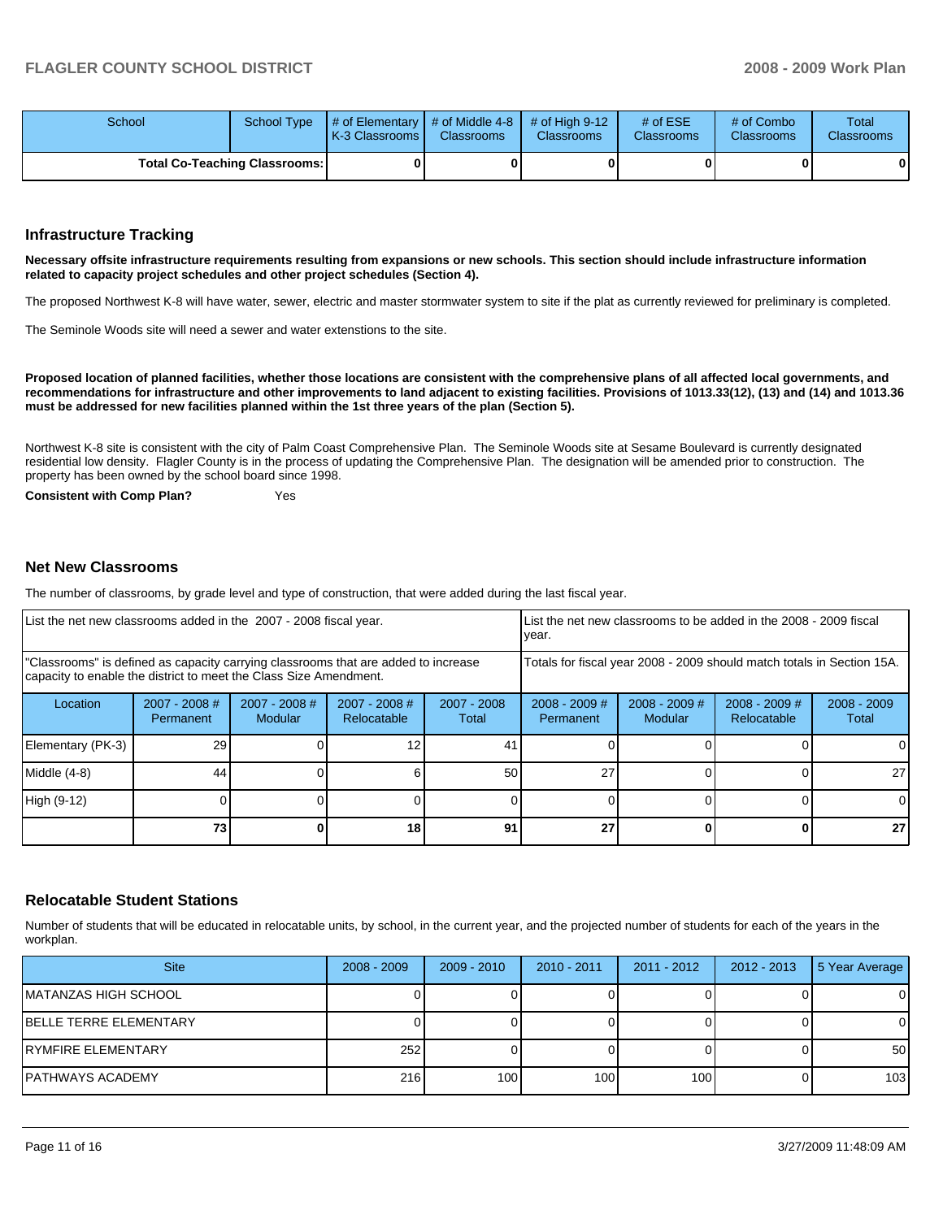| School | School Type | # of Elementary K-3 Classrooms | # of Middle 4-8 Classrooms | # of High 9-12 Classrooms | # of ESE Classrooms | # of Combo Classrooms | Total Classrooms |
|---|---|---|---|---|---|---|---|
| **Total Co-Teaching Classrooms:** | | **0** | **0** | **0** | **0** | **0** | **0** |

## Infrastructure Tracking

**Necessary offsite infrastructure requirements resulting from expansions or new schools. This section should include infrastructure information related to capacity project schedules and other project schedules (Section 4).**

The proposed Northwest K-8 will have water, sewer, electric and master stormwater system to site if the plat as currently reviewed for preliminary is completed.

The Seminole Woods site will need a sewer and water extenstions to the site.

**Proposed location of planned facilities, whether those locations are consistent with the comprehensive plans of all affected local governments, and recommendations for infrastructure and other improvements to land adjacent to existing facilities. Provisions of 1013.33(12), (13) and (14) and 1013.36 must be addressed for new facilities planned within the 1st three years of the plan (Section 5).**

Northwest K-8 site is consistent with the city of Palm Coast Comprehensive Plan. The Seminole Woods site at Sesame Boulevard is currently designated residential low density. Flagler County is in the process of updating the Comprehensive Plan. The designation will be amended prior to construction. The property has been owned by the school board since 1998.

**Consistent with Comp Plan?** Yes

## Net New Classrooms

The number of classrooms, by grade level and type of construction, that were added during the last fiscal year.

| List the net new classrooms added in the 2007 - 2008 fiscal year. | | | | | List the net new classrooms to be added in the 2008 - 2009 fiscal year. | | | |
|---|---|---|---|---|---|---|---|---|
| "Classrooms" is defined as capacity carrying classrooms that are added to increase capacity to enable the district to meet the Class Size Amendment. | | | | | Totals for fiscal year 2008 - 2009 should match totals in Section 15A. | | | |
| Location | 2007 - 2008 # Permanent | 2007 - 2008 # Modular | 2007 - 2008 # Relocatable | 2007 - 2008 Total | 2008 - 2009 # Permanent | 2008 - 2009 # Modular | 2008 - 2009 # Relocatable | 2008 - 2009 Total |
| Elementary (PK-3) | 29 | 0 | 12 | 41 | 0 | 0 | 0 | 0 |
| Middle (4-8) | 44 | 0 | 6 | 50 | 27 | 0 | 0 | 27 |
| High (9-12) | 0 | 0 | 0 | 0 | 0 | 0 | 0 | 0 |
| | **73** | **0** | **18** | **91** | **27** | **0** | **0** | **27** |

## Relocatable Student Stations

Number of students that will be educated in relocatable units, by school, in the current year, and the projected number of students for each of the years in the workplan.

| Site | 2008 - 2009 | 2009 - 2010 | 2010 - 2011 | 2011 - 2012 | 2012 - 2013 | 5 Year Average |
|---|---|---|---|---|---|---|
| MATANZAS HIGH SCHOOL | 0 | 0 | 0 | 0 | 0 | 0 |
| BELLE TERRE ELEMENTARY | 0 | 0 | 0 | 0 | 0 | 0 |
| RYMFIRE ELEMENTARY | 252 | 0 | 0 | 0 | 0 | 50 |
| PATHWAYS ACADEMY | 216 | 100 | 100 | 100 | 0 | 103 |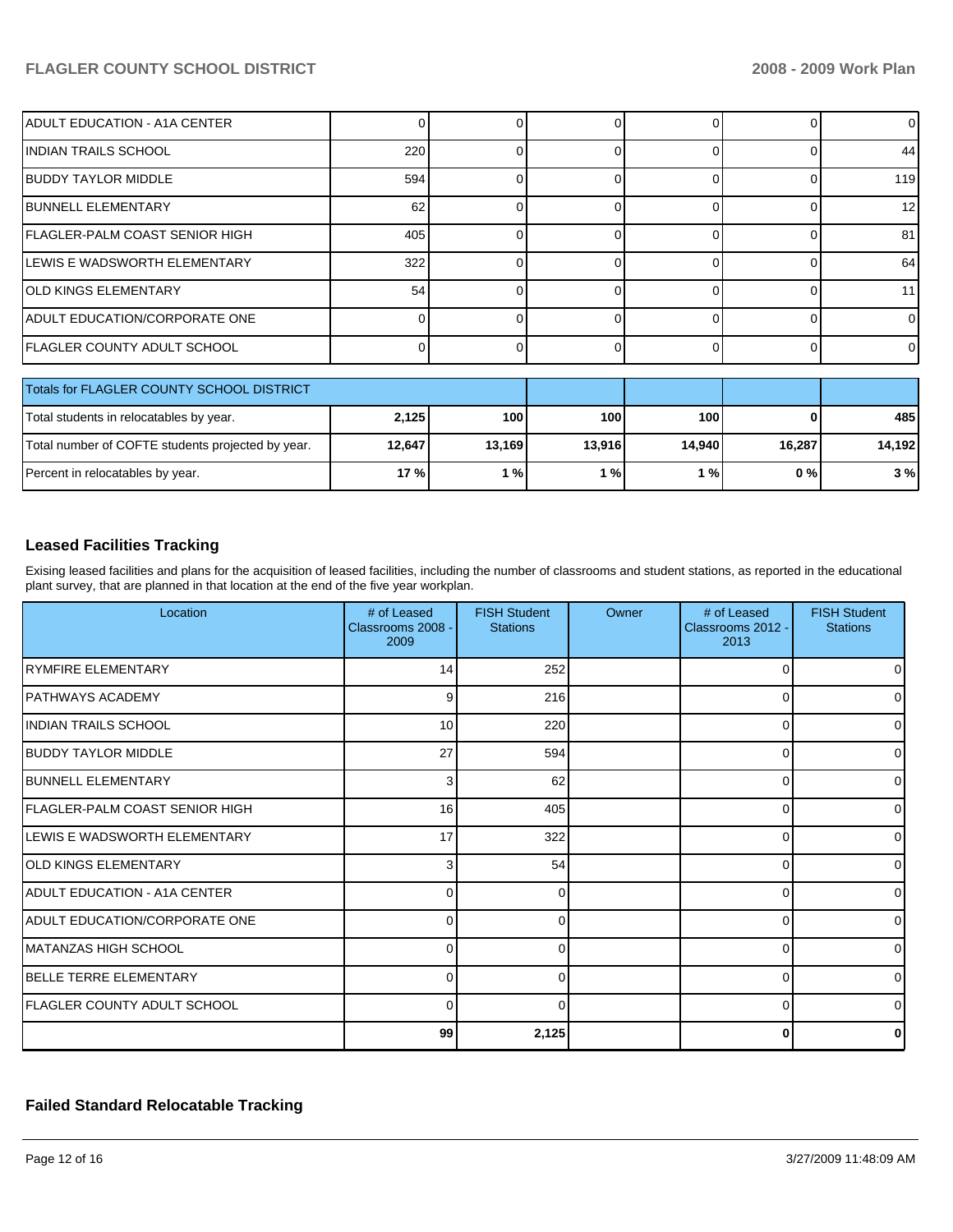| | | | | | | |
|---|---|---|---|---|---|---|
| ADULT EDUCATION - A1A CENTER | 0 | 0 | 0 | 0 | 0 | 0 |
| INDIAN TRAILS SCHOOL | 220 | 0 | 0 | 0 | 0 | 44 |
| BUDDY TAYLOR MIDDLE | 594 | 0 | 0 | 0 | 0 | 119 |
| BUNNELL ELEMENTARY | 62 | 0 | 0 | 0 | 0 | 12 |
| FLAGLER-PALM COAST SENIOR HIGH | 405 | 0 | 0 | 0 | 0 | 81 |
| LEWIS E WADSWORTH ELEMENTARY | 322 | 0 | 0 | 0 | 0 | 64 |
| OLD KINGS ELEMENTARY | 54 | 0 | 0 | 0 | 0 | 11 |
| ADULT EDUCATION/CORPORATE ONE | 0 | 0 | 0 | 0 | 0 | 0 |
| FLAGLER COUNTY ADULT SCHOOL | 0 | 0 | 0 | 0 | 0 | 0 |

| Totals for FLAGLER COUNTY SCHOOL DISTRICT | | | | | | |
|---|---|---|---|---|---|---|
| Total students in relocatables by year. | **2,125** | **100** | **100** | **100** | **0** | **485** |
| Total number of COFTE students projected by year. | **12,647** | **13,169** | **13,916** | **14,940** | **16,287** | **14,192** |
| Percent in relocatables by year. | **17 %** | **1 %** | **1 %** | **1 %** | **0 %** | **3 %** |

## Leased Facilities Tracking

Exising leased facilities and plans for the acquisition of leased facilities, including the number of classrooms and student stations, as reported in the educational plant survey, that are planned in that location at the end of the five year workplan.

| Location | # of Leased Classrooms 2008 - 2009 | FISH Student Stations | Owner | # of Leased Classrooms 2012 - 2013 | FISH Student Stations |
|---|---|---|---|---|---|
| RYMFIRE ELEMENTARY | 14 | 252 | | 0 | 0 |
| PATHWAYS ACADEMY | 9 | 216 | | 0 | 0 |
| INDIAN TRAILS SCHOOL | 10 | 220 | | 0 | 0 |
| BUDDY TAYLOR MIDDLE | 27 | 594 | | 0 | 0 |
| BUNNELL ELEMENTARY | 3 | 62 | | 0 | 0 |
| FLAGLER-PALM COAST SENIOR HIGH | 16 | 405 | | 0 | 0 |
| LEWIS E WADSWORTH ELEMENTARY | 17 | 322 | | 0 | 0 |
| OLD KINGS ELEMENTARY | 3 | 54 | | 0 | 0 |
| ADULT EDUCATION - A1A CENTER | 0 | 0 | | 0 | 0 |
| ADULT EDUCATION/CORPORATE ONE | 0 | 0 | | 0 | 0 |
| MATANZAS HIGH SCHOOL | 0 | 0 | | 0 | 0 |
| BELLE TERRE ELEMENTARY | 0 | 0 | | 0 | 0 |
| FLAGLER COUNTY ADULT SCHOOL | 0 | 0 | | 0 | 0 |
| | **99** | **2,125** | | **0** | **0** |

## Failed Standard Relocatable Tracking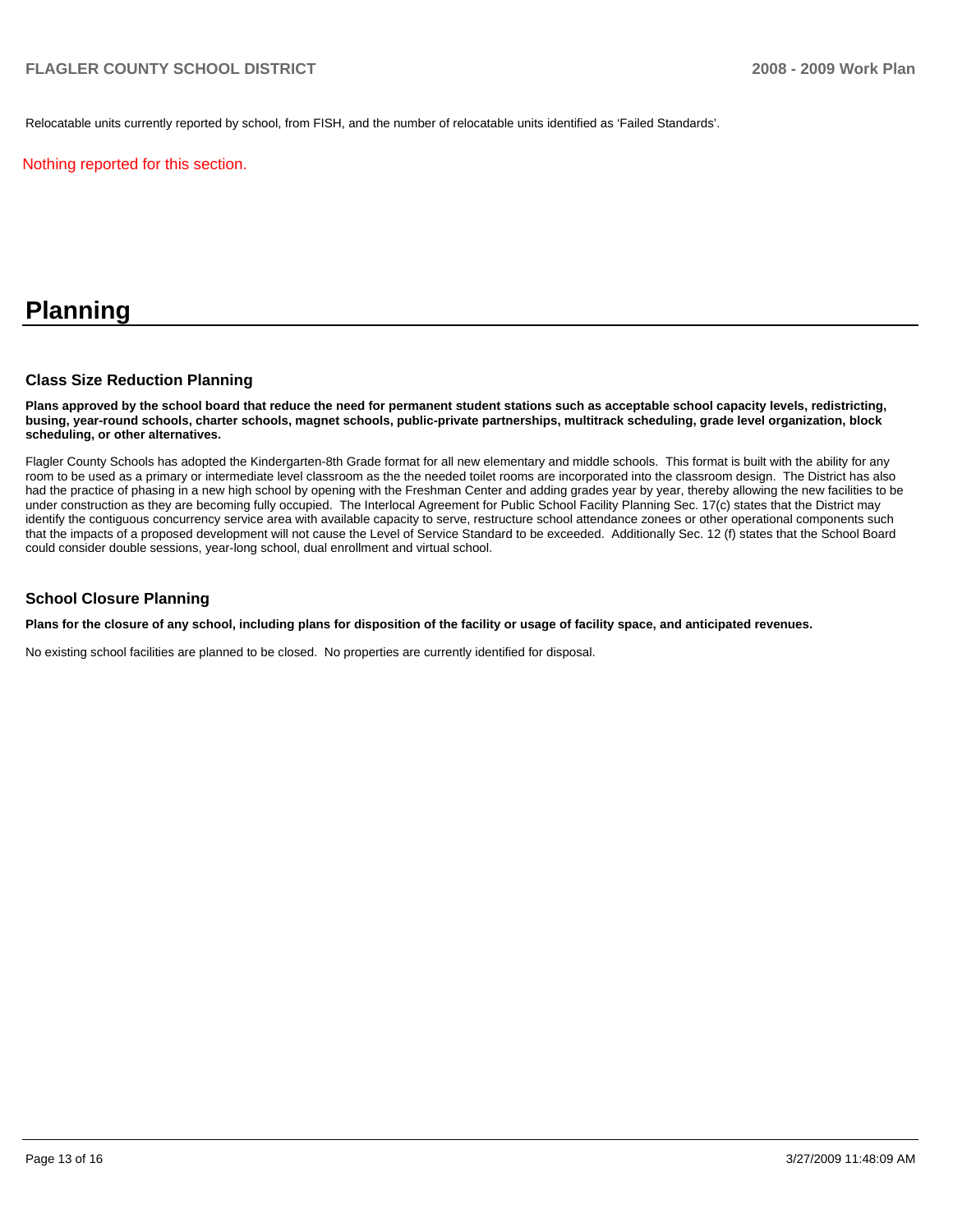Relocatable units currently reported by school, from FISH, and the number of relocatable units identified as 'Failed Standards'.

Nothing reported for this section.

# Planning

## Class Size Reduction Planning

**Plans approved by the school board that reduce the need for permanent student stations such as acceptable school capacity levels, redistricting, busing, year-round schools, charter schools, magnet schools, public-private partnerships, multitrack scheduling, grade level organization, block scheduling, or other alternatives.**

Flagler County Schools has adopted the Kindergarten-8th Grade format for all new elementary and middle schools. This format is built with the ability for any room to be used as a primary or intermediate level classroom as the the needed toilet rooms are incorporated into the classroom design. The District has also had the practice of phasing in a new high school by opening with the Freshman Center and adding grades year by year, thereby allowing the new facilities to be under construction as they are becoming fully occupied. The Interlocal Agreement for Public School Facility Planning Sec. 17(c) states that the District may identify the contiguous concurrency service area with available capacity to serve, restructure school attendance zonees or other operational components such that the impacts of a proposed development will not cause the Level of Service Standard to be exceeded. Additionally Sec. 12 (f) states that the School Board could consider double sessions, year-long school, dual enrollment and virtual school.

## School Closure Planning

**Plans for the closure of any school, including plans for disposition of the facility or usage of facility space, and anticipated revenues.**

No existing school facilities are planned to be closed. No properties are currently identified for disposal.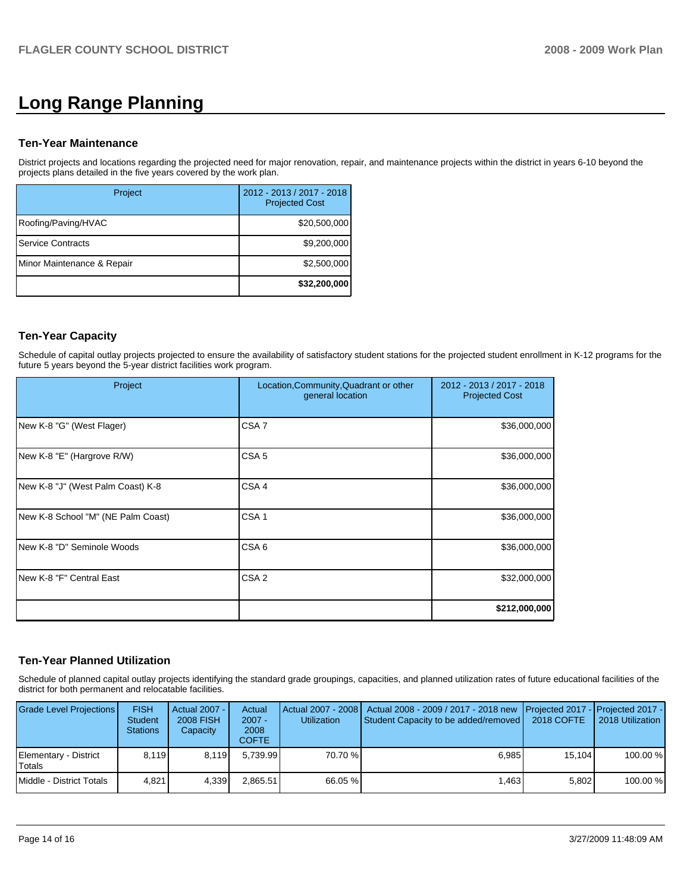# Long Range Planning

### Ten-Year Maintenance

District projects and locations regarding the projected need for major renovation, repair, and maintenance projects within the district in years 6-10 beyond the projects plans detailed in the five years covered by the work plan.

| Project | 2012 - 2013 / 2017 - 2018 Projected Cost |
|---|---|
| Roofing/Paving/HVAC | $20,500,000 |
| Service Contracts | $9,200,000 |
| Minor Maintenance & Repair | $2,500,000 |
| | **$32,200,000** |

### Ten-Year Capacity

Schedule of capital outlay projects projected to ensure the availability of satisfactory student stations for the projected student enrollment in K-12 programs for the future 5 years beyond the 5-year district facilities work program.

| Project | Location,Community,Quadrant or other general location | 2012 - 2013 / 2017 - 2018 Projected Cost |
|---|---|---|
| New K-8 "G" (West Flager) | CSA 7 | $36,000,000 |
| New K-8 "E" (Hargrove R/W) | CSA 5 | $36,000,000 |
| New K-8 "J" (West Palm Coast) K-8 | CSA 4 | $36,000,000 |
| New K-8 School "M" (NE Palm Coast) | CSA 1 | $36,000,000 |
| New K-8 "D" Seminole Woods | CSA 6 | $36,000,000 |
| New K-8 "F" Central East | CSA 2 | $32,000,000 |
| | | **$212,000,000** |

### Ten-Year Planned Utilization

Schedule of planned capital outlay projects identifying the standard grade groupings, capacities, and planned utilization rates of future educational facilities of the district for both permanent and relocatable facilities.

| Grade Level Projections | FISH Student Stations | Actual 2007 - 2008 FISH Capacity | Actual 2007 - 2008 COFTE | Actual 2007 - 2008 Utilization | Actual 2008 - 2009 / 2017 - 2018 new Student Capacity to be added/removed | Projected 2017 - 2018 COFTE | Projected 2017 - 2018 Utilization |
|---|---|---|---|---|---|---|---|
| Elementary - District Totals | 8,119 | 8,119 | 5,739.99 | 70.70 % | 6,985 | 15,104 | 100.00 % |
| Middle - District Totals | 4,821 | 4,339 | 2,865.51 | 66.05 % | 1,463 | 5,802 | 100.00 % |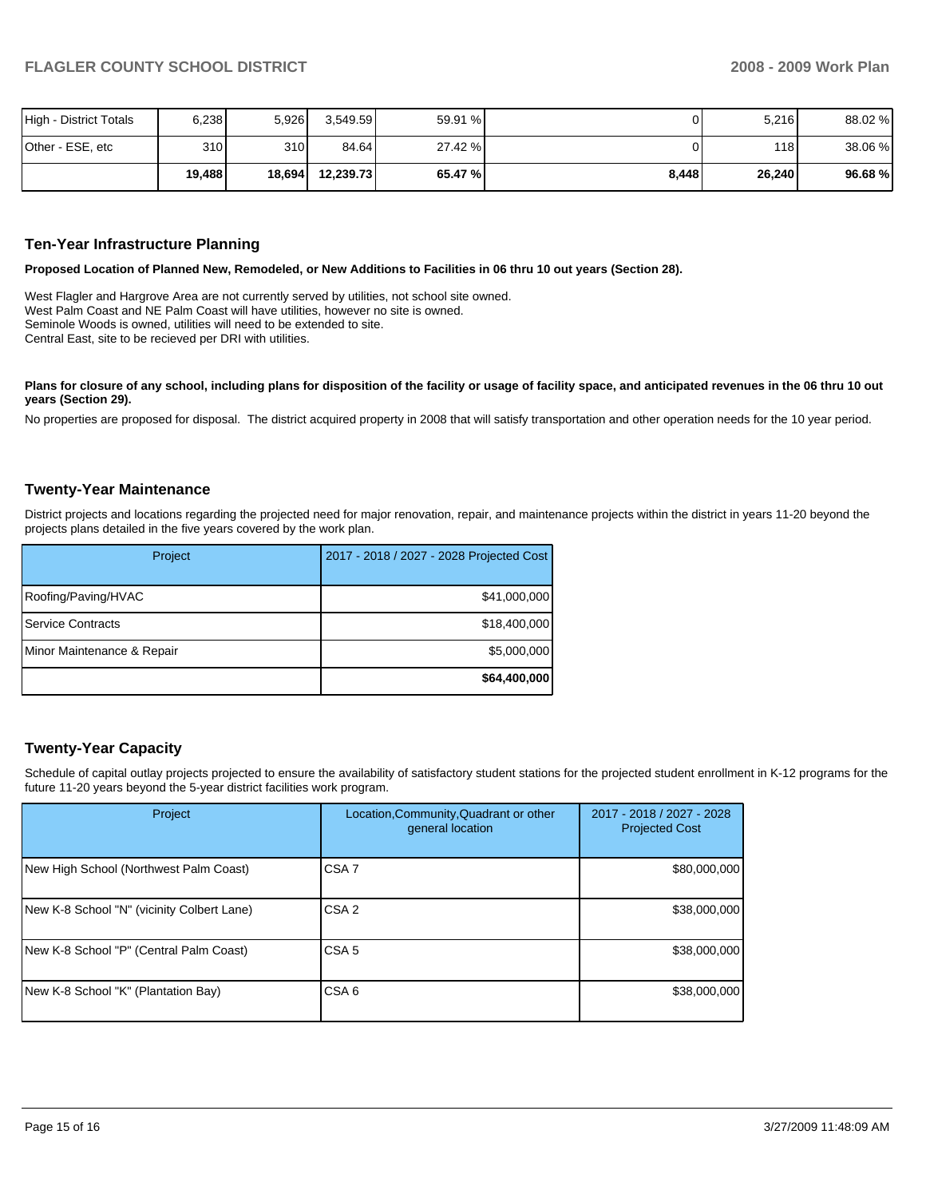| High - District Totals | 6,238 | 5,926 | 3,549.59 | 59.91 % | 0 | 5,216 | 88.02 % |
|---|---|---|---|---|---|---|---|
| Other - ESE, etc | 310 | 310 | 84.64 | 27.42 % | 0 | 118 | 38.06 % |
| | **19,488** | **18,694** | **12,239.73** | **65.47 %** | **8,448** | **26,240** | **96.68 %** |

## Ten-Year Infrastructure Planning

**Proposed Location of Planned New, Remodeled, or New Additions to Facilities in 06 thru 10 out years (Section 28).**

West Flagler and Hargrove Area are not currently served by utilities, not school site owned.
West Palm Coast and NE Palm Coast will have utilities, however no site is owned.
Seminole Woods is owned, utilities will need to be extended to site.
Central East, site to be recieved per DRI with utilities.

**Plans for closure of any school, including plans for disposition of the facility or usage of facility space, and anticipated revenues in the 06 thru 10 out years (Section 29).**

No properties are proposed for disposal. The district acquired property in 2008 that will satisfy transportation and other operation needs for the 10 year period.

## Twenty-Year Maintenance

District projects and locations regarding the projected need for major renovation, repair, and maintenance projects within the district in years 11-20 beyond the projects plans detailed in the five years covered by the work plan.

| Project | 2017 - 2018 / 2027 - 2028 Projected Cost |
|---|---|
| Roofing/Paving/HVAC | $41,000,000 |
| Service Contracts | $18,400,000 |
| Minor Maintenance & Repair | $5,000,000 |
| | **$64,400,000** |

## Twenty-Year Capacity

Schedule of capital outlay projects projected to ensure the availability of satisfactory student stations for the projected student enrollment in K-12 programs for the future 11-20 years beyond the 5-year district facilities work program.

| Project | Location,Community,Quadrant or other general location | 2017 - 2018 / 2027 - 2028 Projected Cost |
|---|---|---|
| New High School (Northwest Palm Coast) | CSA 7 | $80,000,000 |
| New K-8 School "N" (vicinity Colbert Lane) | CSA 2 | $38,000,000 |
| New K-8 School "P" (Central Palm Coast) | CSA 5 | $38,000,000 |
| New K-8 School "K" (Plantation Bay) | CSA 6 | $38,000,000 |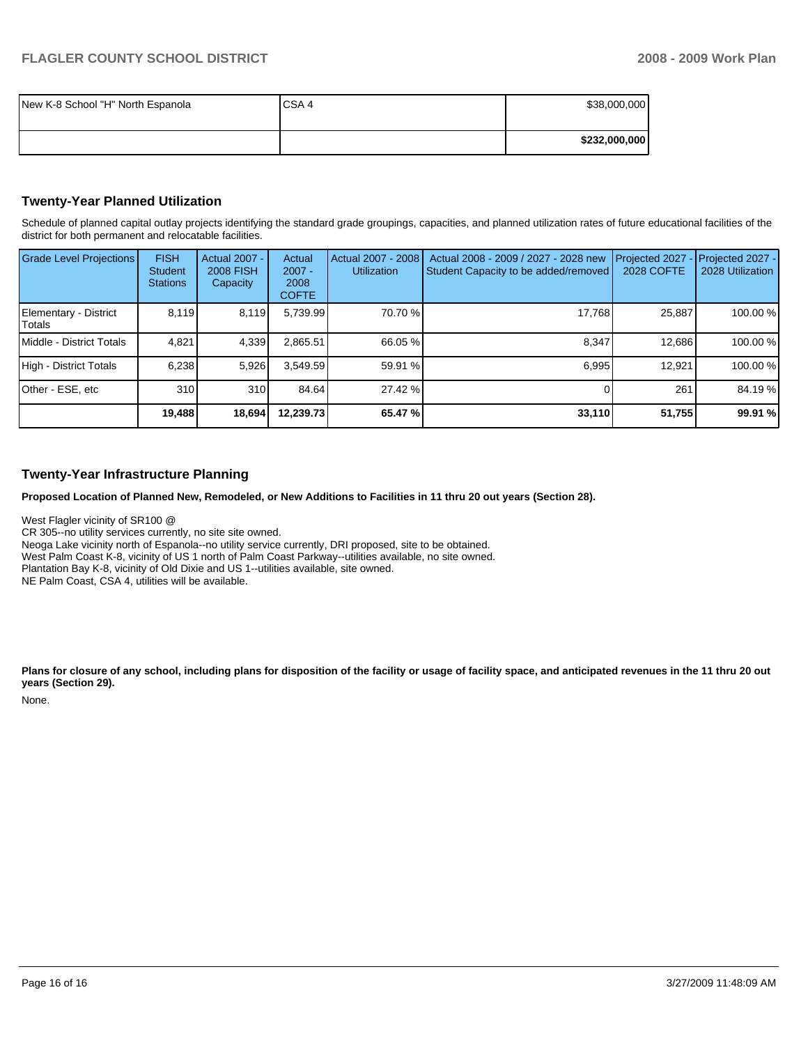| | | |
|---|---|---|
| New K-8 School "H" North Espanola | CSA 4 | $38,000,000 |
| | | **$232,000,000** |

## Twenty-Year Planned Utilization

Schedule of planned capital outlay projects identifying the standard grade groupings, capacities, and planned utilization rates of future educational facilities of the district for both permanent and relocatable facilities.

| Grade Level Projections | FISH Student Stations | Actual 2007 - 2008 FISH Capacity | Actual 2007 - 2008 COFTE | Actual 2007 - 2008 Utilization | Actual 2008 - 2009 / 2027 - 2028 new Student Capacity to be added/removed | Projected 2027 - 2028 COFTE | Projected 2027 - 2028 Utilization |
|---|---|---|---|---|---|---|---|
| Elementary - District Totals | 8,119 | 8,119 | 5,739.99 | 70.70 % | 17,768 | 25,887 | 100.00 % |
| Middle - District Totals | 4,821 | 4,339 | 2,865.51 | 66.05 % | 8,347 | 12,686 | 100.00 % |
| High - District Totals | 6,238 | 5,926 | 3,549.59 | 59.91 % | 6,995 | 12,921 | 100.00 % |
| Other - ESE, etc | 310 | 310 | 84.64 | 27.42 % | 0 | 261 | 84.19 % |
| | **19,488** | **18,694** | **12,239.73** | **65.47 %** | **33,110** | **51,755** | **99.91 %** |

## Twenty-Year Infrastructure Planning

**Proposed Location of Planned New, Remodeled, or New Additions to Facilities in 11 thru 20 out years (Section 28).**

West Flagler vicinity of SR100 @
CR 305--no utility services currently, no site site owned.
Neoga Lake vicinity north of Espanola--no utility service currently, DRI proposed, site to be obtained.
West Palm Coast K-8, vicinity of US 1 north of Palm Coast Parkway--utilities available, no site owned.
Plantation Bay K-8, vicinity of Old Dixie and US 1--utilities available, site owned.
NE Palm Coast, CSA 4, utilities will be available.

**Plans for closure of any school, including plans for disposition of the facility or usage of facility space, and anticipated revenues in the 11 thru 20 out years (Section 29).**

None.